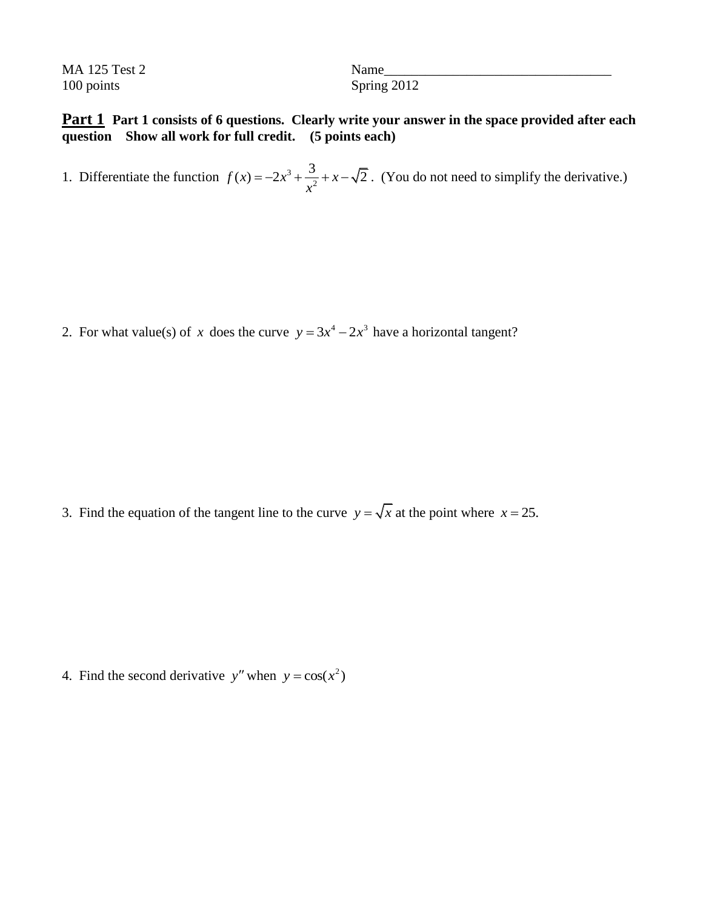MA 125 Test 2 Name________________________________

100 points Spring 2012

**Part 1** **Part 1 consists of 6 questions. Clearly write your answer in the space provided after each question Show all work for full credit. (5 points each)**

1. Differentiate the function $f(x) = -2x^3 + \dfrac{3}{x^2} + x - \sqrt{2}$ . (You do not need to simplify the derivative.)

2. For what value(s) of $x$ does the curve $y = 3x^4 - 2x^3$ have a horizontal tangent?

3. Find the equation of the tangent line to the curve $y = \sqrt{x}$ at the point where $x = 25$.

4. Find the second derivative $y''$ when $y = \cos(x^2)$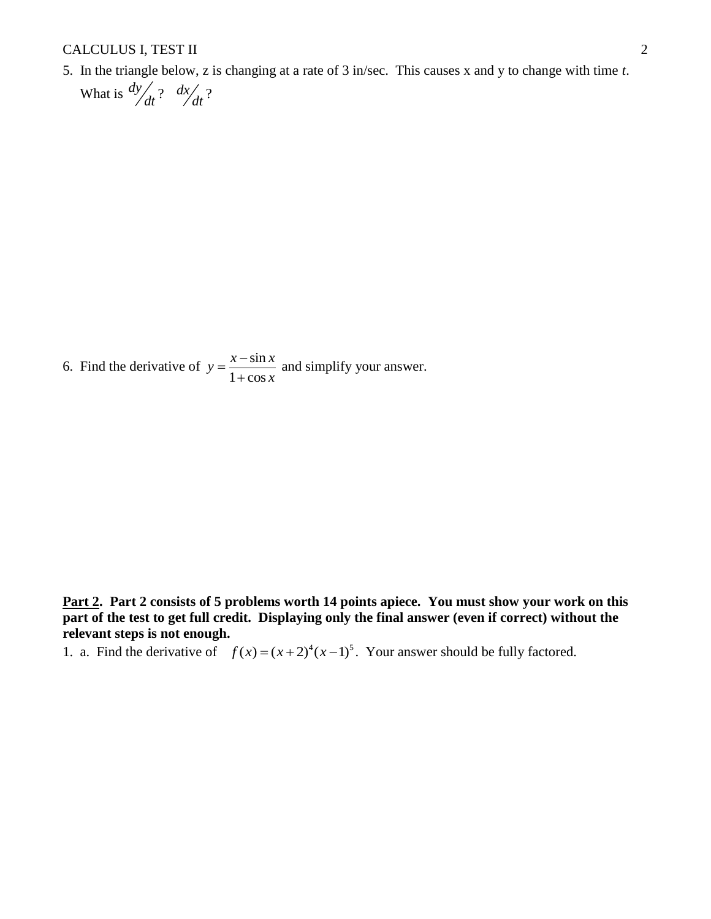5. In the triangle below, z is changing at a rate of 3 in/sec. This causes x and y to change with time *t*. What is $dy/dt$? $dx/dt$?

6. Find the derivative of $y = \dfrac{x - \sin x}{1 + \cos x}$ and simplify your answer.

**<u>Part 2</u>. Part 2 consists of 5 problems worth 14 points apiece. You must show your work on this part of the test to get full credit. Displaying only the final answer (even if correct) without the relevant steps is not enough.**

1. a. Find the derivative of $f(x) = (x+2)^4(x-1)^5$. Your answer should be fully factored.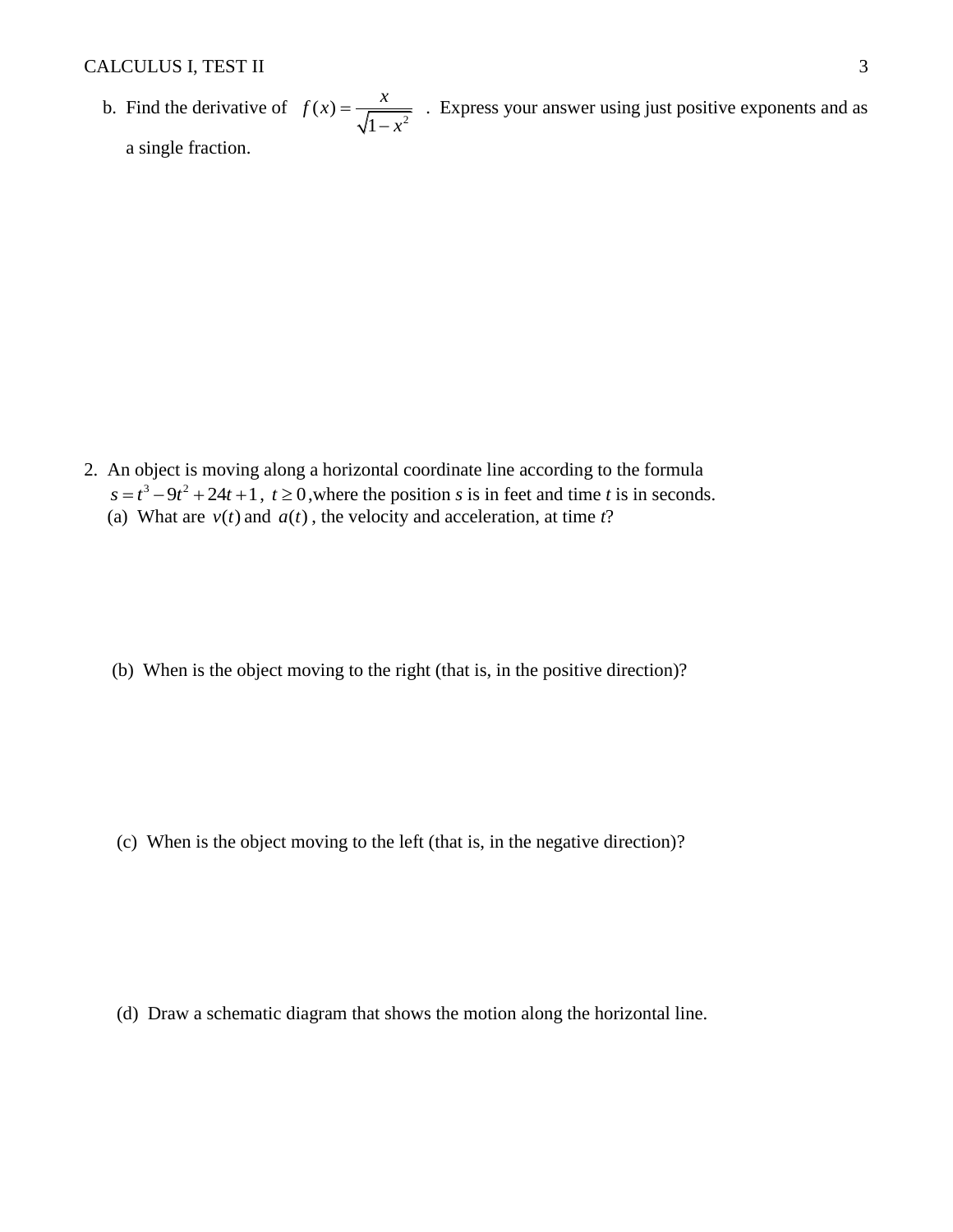b. Find the derivative of $f(x) = \dfrac{x}{\sqrt{1-x^2}}$ . Express your answer using just positive exponents and as a single fraction.

2. An object is moving along a horizontal coordinate line according to the formula $s = t^3 - 9t^2 + 24t + 1$, $t \geq 0$, where the position $s$ is in feet and time $t$ is in seconds.

   (a) What are $v(t)$ and $a(t)$, the velocity and acceleration, at time $t$?

   (b) When is the object moving to the right (that is, in the positive direction)?

   (c) When is the object moving to the left (that is, in the negative direction)?

   (d) Draw a schematic diagram that shows the motion along the horizontal line.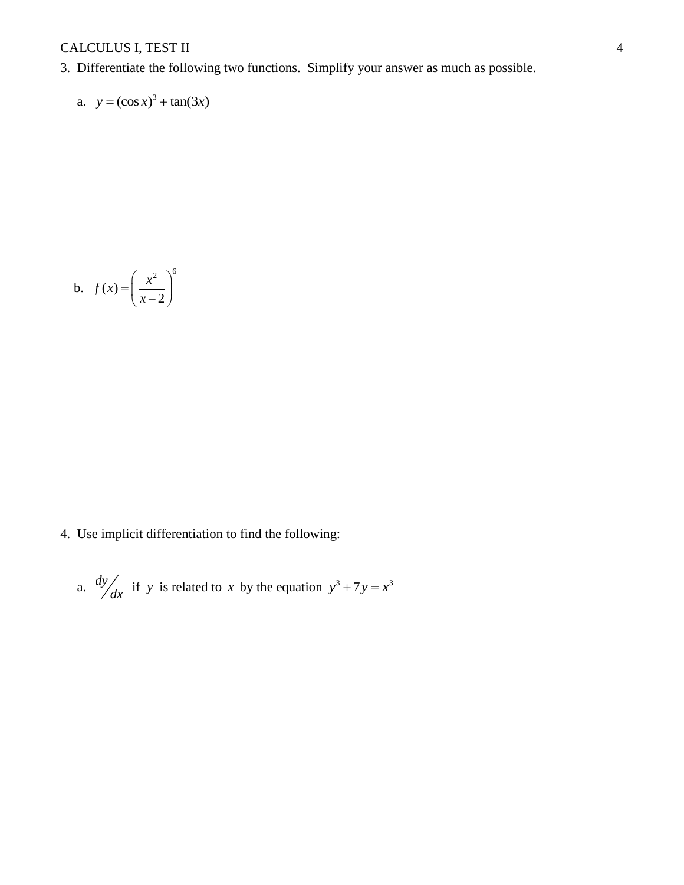3. Differentiate the following two functions. Simplify your answer as much as possible.

a. $y = (\cos x)^3 + \tan(3x)$

b. $f(x) = \left( \dfrac{x^2}{x-2} \right)^6$

4. Use implicit differentiation to find the following:

a. $dy/dx$ if $y$ is related to $x$ by the equation $y^3 + 7y = x^3$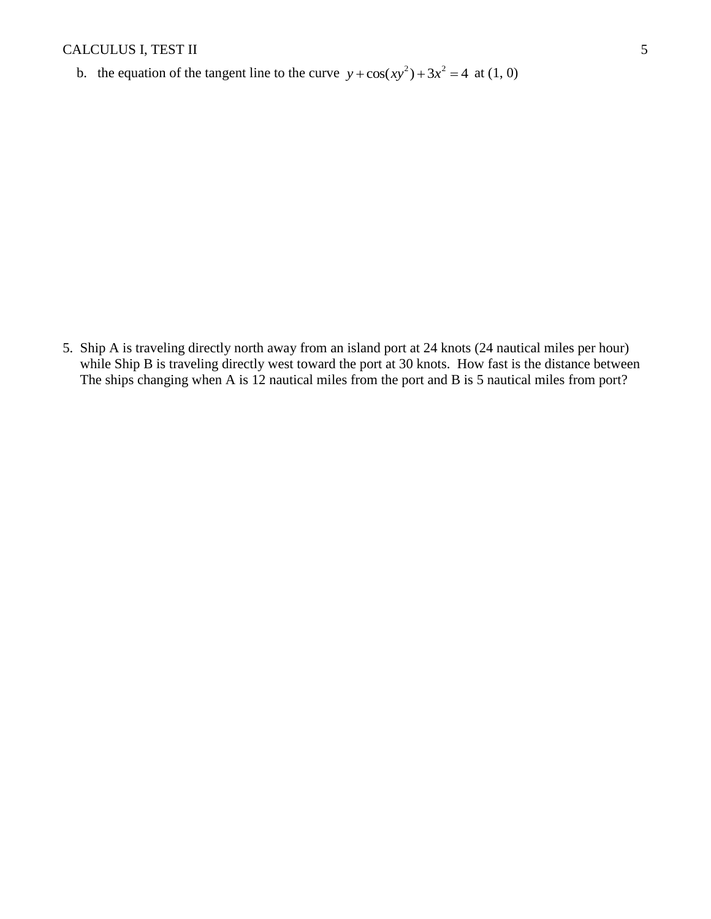b. the equation of the tangent line to the curve $y + \cos(xy^2) + 3x^2 = 4$ at (1, 0)

5. Ship A is traveling directly north away from an island port at 24 knots (24 nautical miles per hour) while Ship B is traveling directly west toward the port at 30 knots. How fast is the distance between The ships changing when A is 12 nautical miles from the port and B is 5 nautical miles from port?